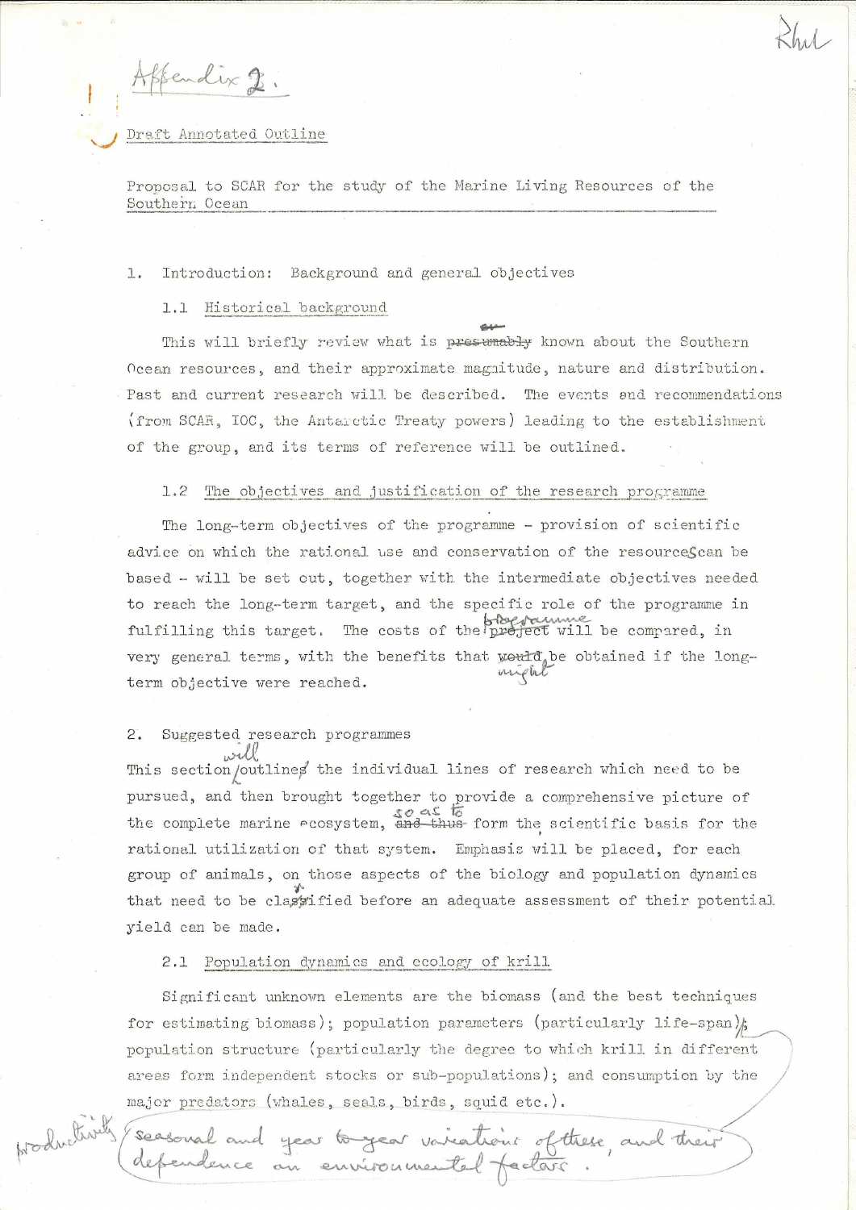Appendix 2.

Draft Annotated Outline

Proposal to SCAR for the study of the Marine Living Resources of the Southern Ocean

1. Introduction: Background and general objectives

1.1 Historical background

This will briefly review what is known about the Southern Ocean resources, and their approximate magnitude, nature and distribution. Past and current research will be described. The events and recommendations (from SCAR, IOC, the Antarctic Treaty powers) leading to the establishment of the group, and its terms of reference will be outlined.

1.2 The objectives and justification of the research programme

The long-term objectives of the programme - provision of scientific advice on which the rational use and conservation of the resources can be based - will be set out, together with the intermediate objectives needed to reach the long-term target, and the specific role of the programme in fulfilling this target. The costs of the programme will be compared, in very general terms, with the benefits that might be obtained if the long-term objective were reached.

2. Suggested research programmes

This section will outline the individual lines of research which need to be pursued, and then brought together to provide a comprehensive picture of the complete marine ecosystem, so as to form the scientific basis for the rational utilization of that system. Emphasis will be placed, for each group of animals, on those aspects of the biology and population dynamics that need to be clarified before an adequate assessment of their potential yield can be made.

2.1 Population dynamics and ecology of krill

Significant unknown elements are the biomass (and the best techniques for estimating biomass); population parameters (particularly life-span); productivity, seasonal and year to year variations of these, and their dependence on environmental factors; population structure (particularly the degree to which krill in different areas form independent stocks or sub-populations); and consumption by the major predators (whales, seals, birds, squid etc.).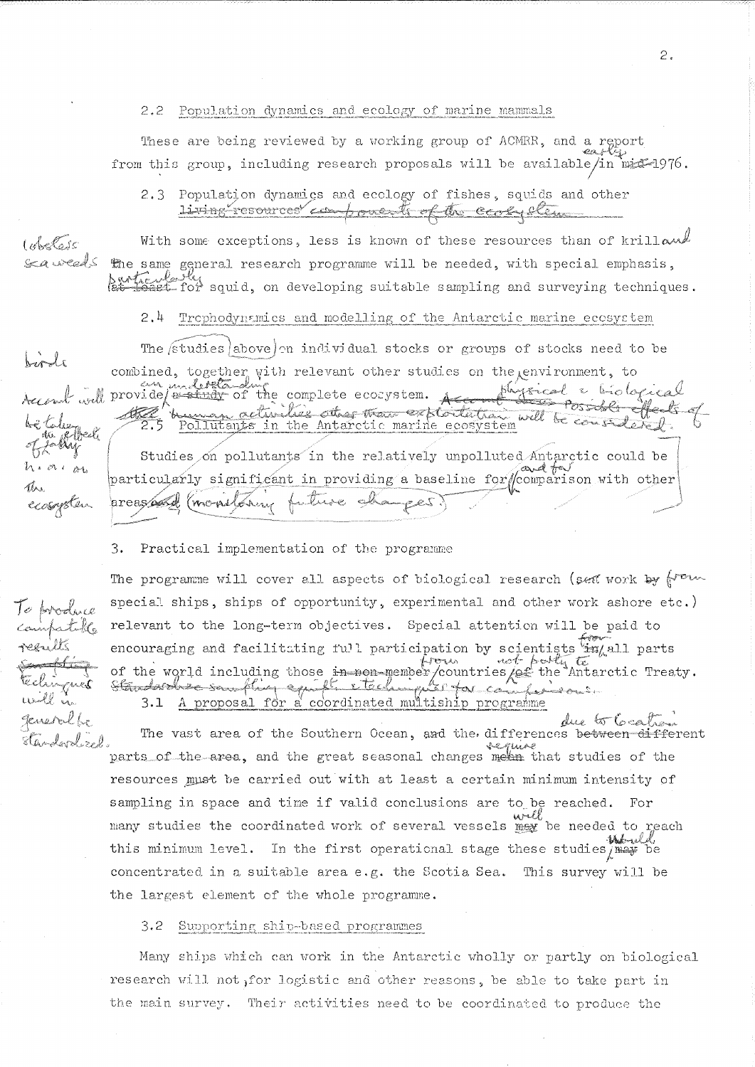### 2.2 Population dynamics and ecology of marine mammals

These are being reviewed by a working group of ACMRR, and a report from this group, including research proposals will be available early in 1976.

### 2.3 Population dynamics and ecology of fishes, squids and other components of the ecosystem

lobsters, seaweeds

With some exceptions, less is known of these resources than of krill and the same general research programme will be needed, with special emphasis, particularly for squid, on developing suitable sampling and surveying techniques.

### 2.4 Trophodynamics and modelling of the Antarctic marine ecosystem

birds

The studies above on individual stocks or groups of stocks need to be combined, together with relevant other studies on the environment, to provide an understanding of the complete ecosystem. Physical & biological possible effects of human activities other than exploitation will be considered.

Account will be taken of the effects of fatty h. a. on the ecosystem

### 2.5 Pollutants in the Antarctic marine ecosystem

Studies on pollutants in the relatively unpolluted Antarctic could be particularly significant in providing a baseline for comparison with other areas and for monitoring future changes.

## 3. Practical implementation of the programme

The programme will cover all aspects of biological research (work from special ships, ships of opportunity, experimental and other work ashore etc.) relevant to the long-term objectives. Special attention will be paid to encouraging and facilitating full participation by scientists from all parts of the world including those from countries not party to the Antarctic Treaty.

To produce compatible results techniques will in general be standardized.

### 3.1 A proposal for a coordinated multiship programme

The vast area of the Southern Ocean, the differences due to location, and the great seasonal changes require that studies of the resources be carried out with at least a certain minimum intensity of sampling in space and time if valid conclusions are to be reached. For many studies the coordinated work of several vessels will be needed to reach this minimum level. In the first operational stage these studies should be concentrated in a suitable area e.g. the Scotia Sea. This survey will be the largest element of the whole programme.

### 3.2 Supporting ship-based programmes

Many ships which can work in the Antarctic wholly or partly on biological research will not, for logistic and other reasons, be able to take part in the main survey. Their activities need to be coordinated to produce the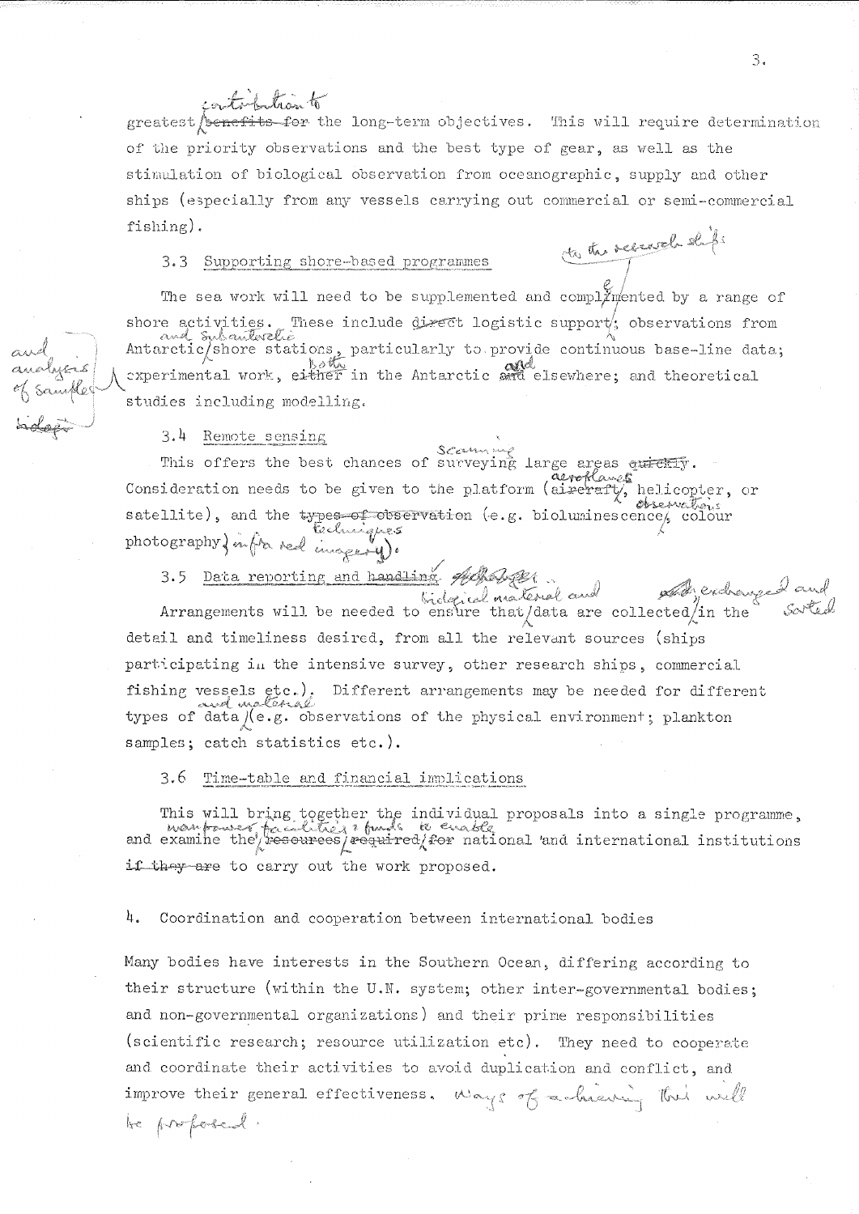greatest contribution to the long-term objectives. This will require determination of the priority observations and the best type of gear, as well as the stimulation of biological observation from oceanographic, supply and other ships (especially from any vessels carrying out commercial or semi-commercial fishing).

### 3.3 Supporting shore-based programmes

The sea work will need to be supplemented and complemented by a range of shore activities. These include logistic support to the research ships; observations from Antarctic and Subantarctic shore stations, particularly to provide continuous base-line data; experimental work and analysis of samples, both in the Antarctic and elsewhere; and theoretical studies including modelling.

### 3.4 Remote sensing

This offers the best chances of scanning large areas. Consideration needs to be given to the platform (aeroplanes, helicopter, or satellite), and the observations techniques (e.g. bioluminescence, colour photography, infra red imagery).

### 3.5 Data reporting and handling

Arrangements will be needed to ensure that biological material and data are collected, exchanged and sorted in the detail and timeliness desired, from all the relevant sources (ships participating in the intensive survey, other research ships, commercial fishing vessels etc.). Different arrangements may be needed for different types of data and material (e.g. observations of the physical environment; plankton samples; catch statistics etc.).

### 3.6 Time-table and financial implications

This will bring together the individual proposals into a single programme, and examine the manpower, facilities and funds to enable national and international institutions to carry out the work proposed.

## 4. Coordination and cooperation between international bodies

Many bodies have interests in the Southern Ocean, differing according to their structure (within the U.N. system; other inter-governmental bodies; and non-governmental organizations) and their prime responsibilities (scientific research; resource utilization etc). They need to cooperate and coordinate their activities to avoid duplication and conflict, and improve their general effectiveness. Ways of achieving this will be proposed.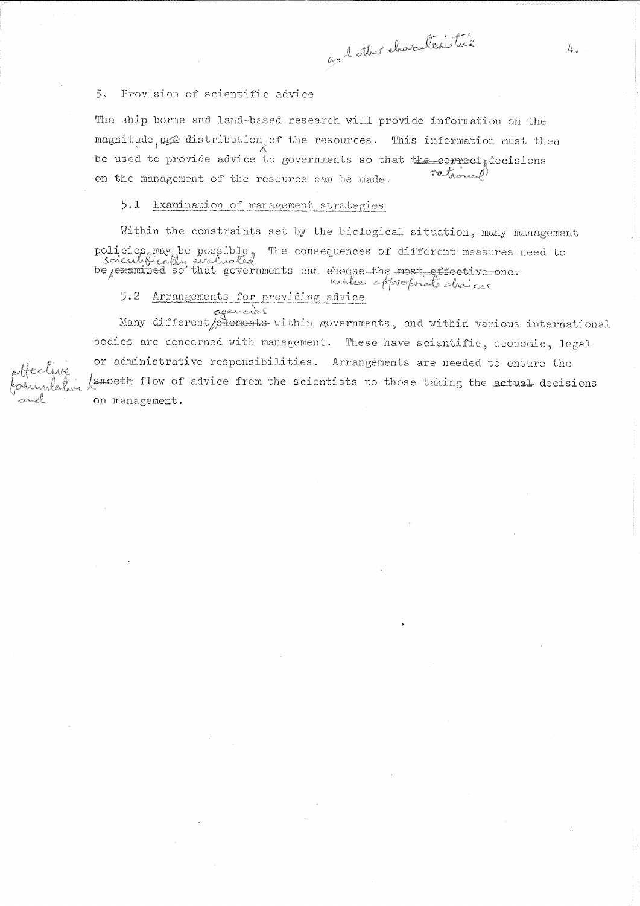and other characteristics

## 5. Provision of scientific advice

The ship borne and land-based research will provide information on the magnitude, ~~and~~ distribution, of the resources. This information must then be used to provide advice to governments so that ~~the correct~~ rational decisions on the management of the resource can be made.

### 5.1 Examination of management strategies

Within the constraints set by the biological situation, many management policies may be possible. The consequences of different measures need to be ~~examined~~ scientifically evaluated so that governments can ~~choose the most effective one.~~ make appropriate choices

### 5.2 Arrangements for providing advice

Many different ~~elements~~ agencies within governments, and within various international bodies are concerned with management. These have scientific, economic, legal or administrative responsibilities. Arrangements are needed to ensure the effective formulation and ~~smooth~~ flow of advice from the scientists to those taking the ~~actual~~ decisions on management.